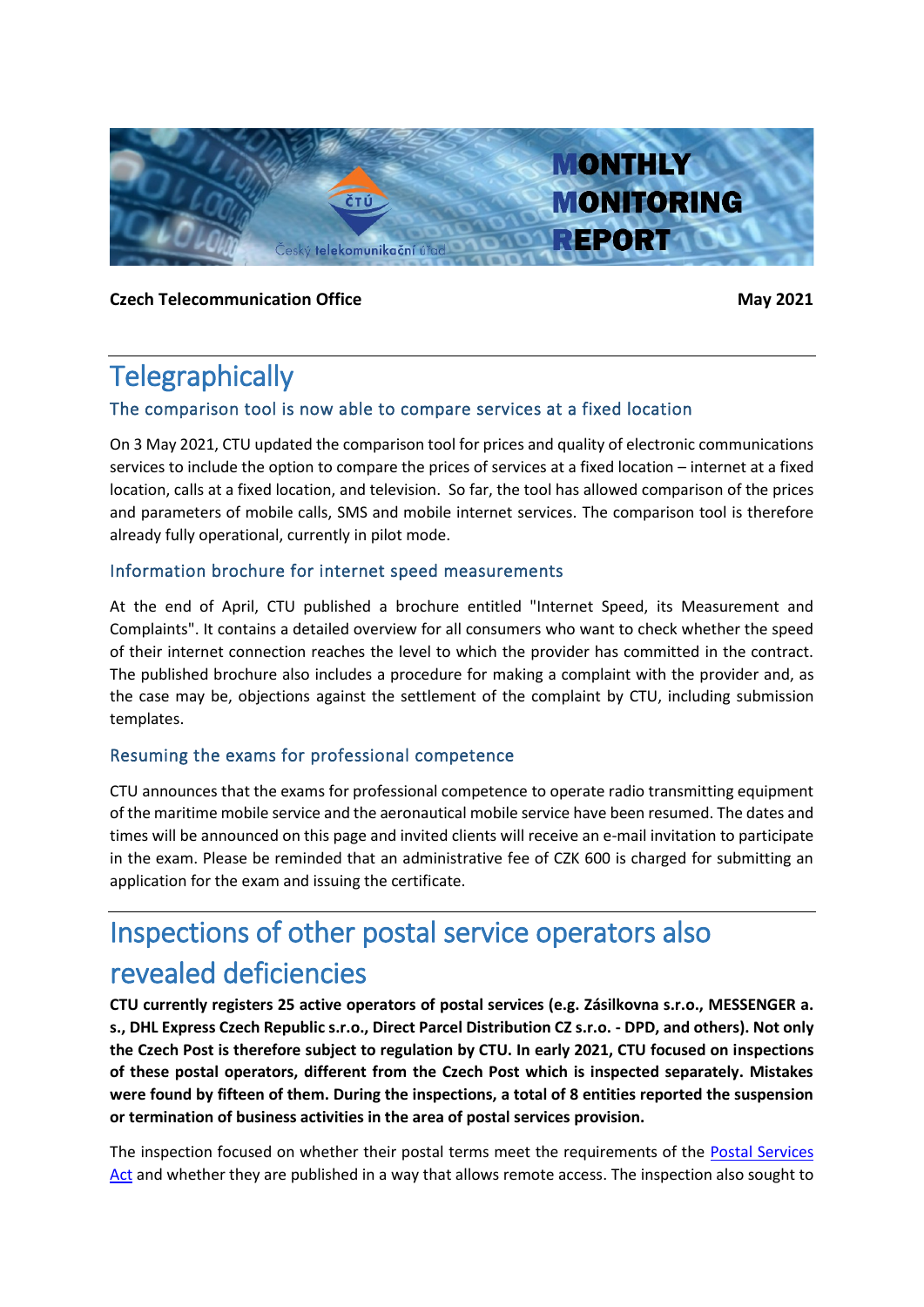**Czech Telecommunication Office** **May 2021**

# Telegraphically

## The comparison tool is now able to compare services at a fixed location

On 3 May 2021, CTU updated the comparison tool for prices and quality of electronic communications services to include the option to compare the prices of services at a fixed location – internet at a fixed location, calls at a fixed location, and television. So far, the tool has allowed comparison of the prices and parameters of mobile calls, SMS and mobile internet services. The comparison tool is therefore already fully operational, currently in pilot mode.

## Information brochure for internet speed measurements

At the end of April, CTU published a brochure entitled "Internet Speed, its Measurement and Complaints". It contains a detailed overview for all consumers who want to check whether the speed of their internet connection reaches the level to which the provider has committed in the contract. The published brochure also includes a procedure for making a complaint with the provider and, as the case may be, objections against the settlement of the complaint by CTU, including submission templates.

## Resuming the exams for professional competence

CTU announces that the exams for professional competence to operate radio transmitting equipment of the maritime mobile service and the aeronautical mobile service have been resumed. The dates and times will be announced on this page and invited clients will receive an e-mail invitation to participate in the exam. Please be reminded that an administrative fee of CZK 600 is charged for submitting an application for the exam and issuing the certificate.

# Inspections of other postal service operators also revealed deficiencies

**CTU currently registers 25 active operators of postal services (e.g. Zásilkovna s.r.o., MESSENGER a. s., DHL Express Czech Republic s.r.o., Direct Parcel Distribution CZ s.r.o. - DPD, and others). Not only the Czech Post is therefore subject to regulation by CTU. In early 2021, CTU focused on inspections of these postal operators, different from the Czech Post which is inspected separately. Mistakes were found by fifteen of them. During the inspections, a total of 8 entities reported the suspension or termination of business activities in the area of postal services provision.**

The inspection focused on whether their postal terms meet the requirements of the Postal Services Act and whether they are published in a way that allows remote access. The inspection also sought to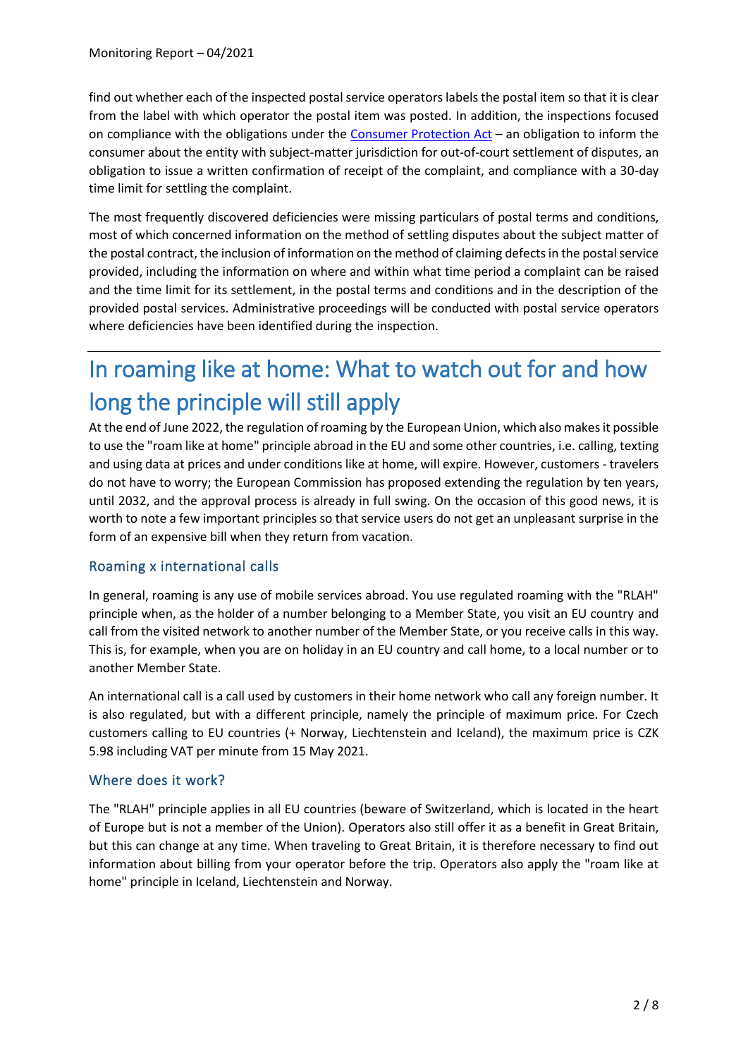find out whether each of the inspected postal service operators labels the postal item so that it is clear from the label with which operator the postal item was posted. In addition, the inspections focused on compliance with the obligations under the Consumer Protection Act – an obligation to inform the consumer about the entity with subject-matter jurisdiction for out-of-court settlement of disputes, an obligation to issue a written confirmation of receipt of the complaint, and compliance with a 30-day time limit for settling the complaint.

The most frequently discovered deficiencies were missing particulars of postal terms and conditions, most of which concerned information on the method of settling disputes about the subject matter of the postal contract, the inclusion of information on the method of claiming defects in the postal service provided, including the information on where and within what time period a complaint can be raised and the time limit for its settlement, in the postal terms and conditions and in the description of the provided postal services. Administrative proceedings will be conducted with postal service operators where deficiencies have been identified during the inspection.

# In roaming like at home: What to watch out for and how long the principle will still apply

At the end of June 2022, the regulation of roaming by the European Union, which also makes it possible to use the "roam like at home" principle abroad in the EU and some other countries, i.e. calling, texting and using data at prices and under conditions like at home, will expire. However, customers - travelers do not have to worry; the European Commission has proposed extending the regulation by ten years, until 2032, and the approval process is already in full swing. On the occasion of this good news, it is worth to note a few important principles so that service users do not get an unpleasant surprise in the form of an expensive bill when they return from vacation.

## Roaming x international calls

In general, roaming is any use of mobile services abroad. You use regulated roaming with the "RLAH" principle when, as the holder of a number belonging to a Member State, you visit an EU country and call from the visited network to another number of the Member State, or you receive calls in this way. This is, for example, when you are on holiday in an EU country and call home, to a local number or to another Member State.

An international call is a call used by customers in their home network who call any foreign number. It is also regulated, but with a different principle, namely the principle of maximum price. For Czech customers calling to EU countries (+ Norway, Liechtenstein and Iceland), the maximum price is CZK 5.98 including VAT per minute from 15 May 2021.

## Where does it work?

The "RLAH" principle applies in all EU countries (beware of Switzerland, which is located in the heart of Europe but is not a member of the Union). Operators also still offer it as a benefit in Great Britain, but this can change at any time. When traveling to Great Britain, it is therefore necessary to find out information about billing from your operator before the trip. Operators also apply the "roam like at home" principle in Iceland, Liechtenstein and Norway.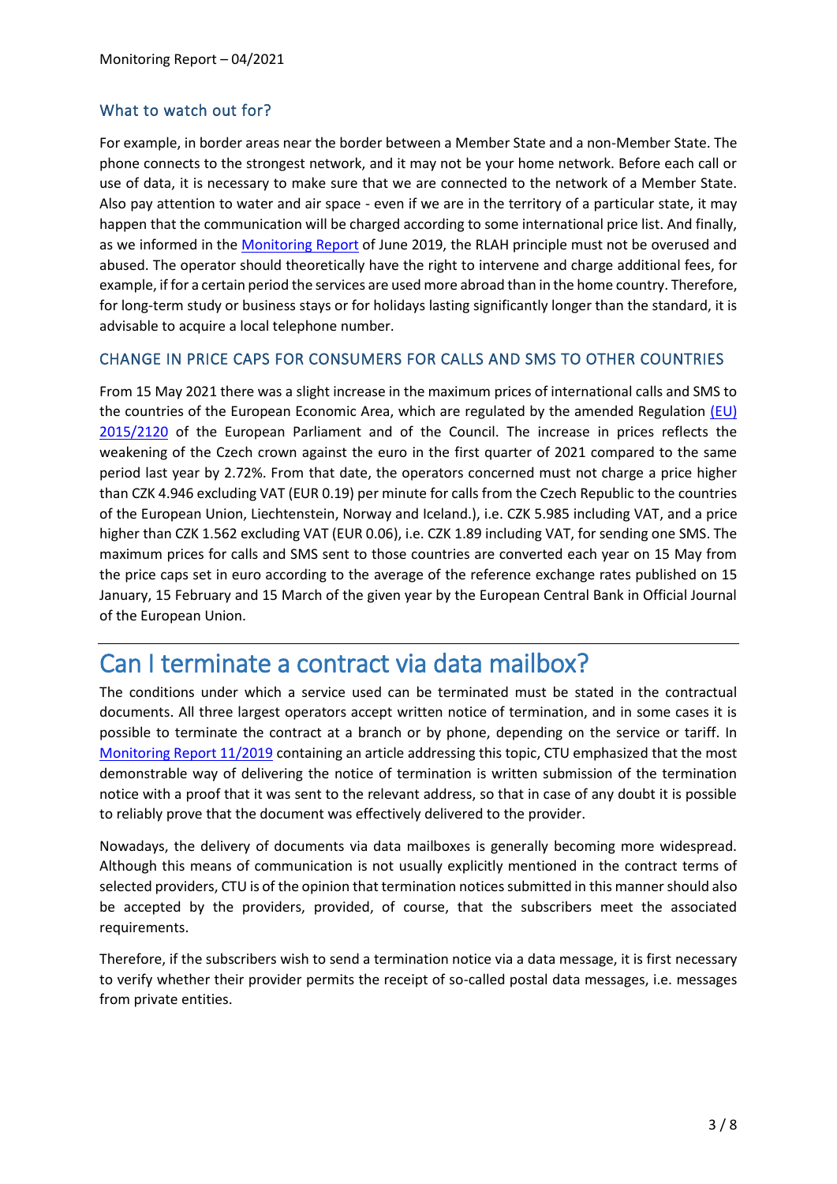## What to watch out for?

For example, in border areas near the border between a Member State and a non-Member State. The phone connects to the strongest network, and it may not be your home network. Before each call or use of data, it is necessary to make sure that we are connected to the network of a Member State. Also pay attention to water and air space - even if we are in the territory of a particular state, it may happen that the communication will be charged according to some international price list. And finally, as we informed in the Monitoring Report of June 2019, the RLAH principle must not be overused and abused. The operator should theoretically have the right to intervene and charge additional fees, for example, if for a certain period the services are used more abroad than in the home country. Therefore, for long-term study or business stays or for holidays lasting significantly longer than the standard, it is advisable to acquire a local telephone number.

## CHANGE IN PRICE CAPS FOR CONSUMERS FOR CALLS AND SMS TO OTHER COUNTRIES

From 15 May 2021 there was a slight increase in the maximum prices of international calls and SMS to the countries of the European Economic Area, which are regulated by the amended Regulation (EU) 2015/2120 of the European Parliament and of the Council. The increase in prices reflects the weakening of the Czech crown against the euro in the first quarter of 2021 compared to the same period last year by 2.72%. From that date, the operators concerned must not charge a price higher than CZK 4.946 excluding VAT (EUR 0.19) per minute for calls from the Czech Republic to the countries of the European Union, Liechtenstein, Norway and Iceland.), i.e. CZK 5.985 including VAT, and a price higher than CZK 1.562 excluding VAT (EUR 0.06), i.e. CZK 1.89 including VAT, for sending one SMS. The maximum prices for calls and SMS sent to those countries are converted each year on 15 May from the price caps set in euro according to the average of the reference exchange rates published on 15 January, 15 February and 15 March of the given year by the European Central Bank in Official Journal of the European Union.

# Can I terminate a contract via data mailbox?

The conditions under which a service used can be terminated must be stated in the contractual documents. All three largest operators accept written notice of termination, and in some cases it is possible to terminate the contract at a branch or by phone, depending on the service or tariff. In Monitoring Report 11/2019 containing an article addressing this topic, CTU emphasized that the most demonstrable way of delivering the notice of termination is written submission of the termination notice with a proof that it was sent to the relevant address, so that in case of any doubt it is possible to reliably prove that the document was effectively delivered to the provider.

Nowadays, the delivery of documents via data mailboxes is generally becoming more widespread. Although this means of communication is not usually explicitly mentioned in the contract terms of selected providers, CTU is of the opinion that termination notices submitted in this manner should also be accepted by the providers, provided, of course, that the subscribers meet the associated requirements.

Therefore, if the subscribers wish to send a termination notice via a data message, it is first necessary to verify whether their provider permits the receipt of so-called postal data messages, i.e. messages from private entities.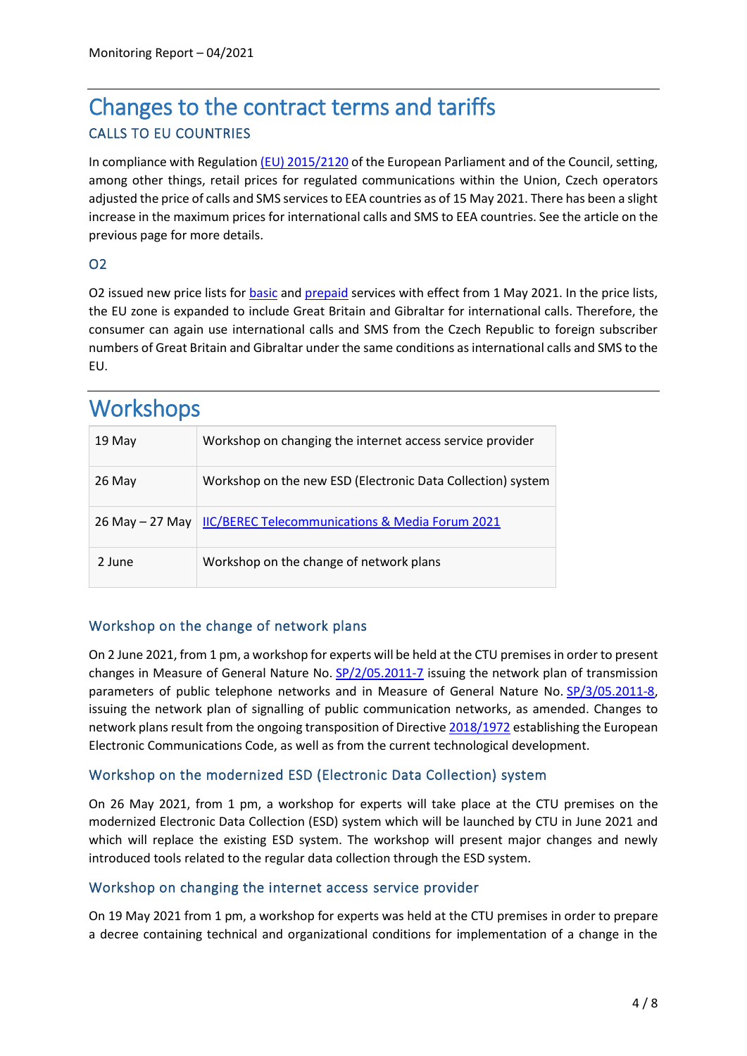# Changes to the contract terms and tariffs

## CALLS TO EU COUNTRIES

In compliance with Regulation (EU) 2015/2120 of the European Parliament and of the Council, setting, among other things, retail prices for regulated communications within the Union, Czech operators adjusted the price of calls and SMS services to EEA countries as of 15 May 2021. There has been a slight increase in the maximum prices for international calls and SMS to EEA countries. See the article on the previous page for more details.

### O2

O2 issued new price lists for basic and prepaid services with effect from 1 May 2021. In the price lists, the EU zone is expanded to include Great Britain and Gibraltar for international calls. Therefore, the consumer can again use international calls and SMS from the Czech Republic to foreign subscriber numbers of Great Britain and Gibraltar under the same conditions as international calls and SMS to the EU.

# Workshops

| | |
|---|---|
| 19 May | Workshop on changing the internet access service provider |
| 26 May | Workshop on the new ESD (Electronic Data Collection) system |
| 26 May – 27 May | IIC/BEREC Telecommunications & Media Forum 2021 |
| 2 June | Workshop on the change of network plans |

### Workshop on the change of network plans

On 2 June 2021, from 1 pm, a workshop for experts will be held at the CTU premises in order to present changes in Measure of General Nature No. SP/2/05.2011-7 issuing the network plan of transmission parameters of public telephone networks and in Measure of General Nature No. SP/3/05.2011-8, issuing the network plan of signalling of public communication networks, as amended. Changes to network plans result from the ongoing transposition of Directive 2018/1972 establishing the European Electronic Communications Code, as well as from the current technological development.

### Workshop on the modernized ESD (Electronic Data Collection) system

On 26 May 2021, from 1 pm, a workshop for experts will take place at the CTU premises on the modernized Electronic Data Collection (ESD) system which will be launched by CTU in June 2021 and which will replace the existing ESD system. The workshop will present major changes and newly introduced tools related to the regular data collection through the ESD system.

### Workshop on changing the internet access service provider

On 19 May 2021 from 1 pm, a workshop for experts was held at the CTU premises in order to prepare a decree containing technical and organizational conditions for implementation of a change in the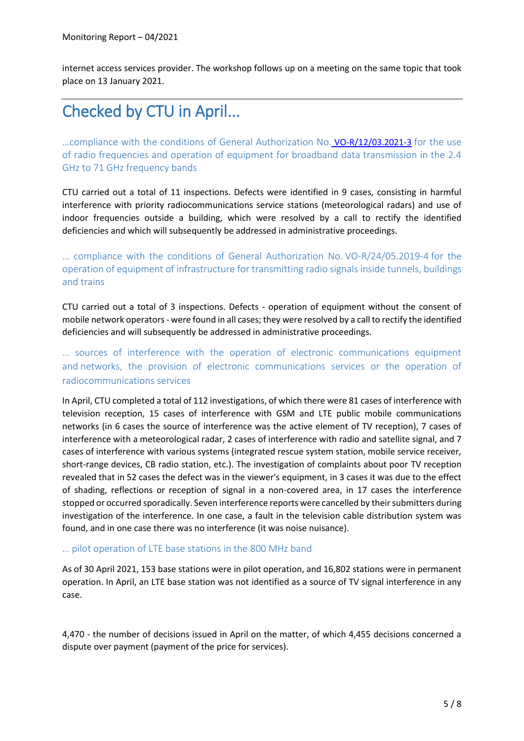internet access services provider. The workshop follows up on a meeting on the same topic that took place on 13 January 2021.

---

# Checked by CTU in April...

### …compliance with the conditions of General Authorization No. VO-R/12/03.2021-3 for the use of radio frequencies and operation of equipment for broadband data transmission in the 2.4 GHz to 71 GHz frequency bands

CTU carried out a total of 11 inspections. Defects were identified in 9 cases, consisting in harmful interference with priority radiocommunications service stations (meteorological radars) and use of indoor frequencies outside a building, which were resolved by a call to rectify the identified deficiencies and which will subsequently be addressed in administrative proceedings.

### … compliance with the conditions of General Authorization No. VO-R/24/05.2019-4 for the operation of equipment of infrastructure for transmitting radio signals inside tunnels, buildings and trains

CTU carried out a total of 3 inspections. Defects - operation of equipment without the consent of mobile network operators - were found in all cases; they were resolved by a call to rectify the identified deficiencies and will subsequently be addressed in administrative proceedings.

### … sources of interference with the operation of electronic communications equipment and networks, the provision of electronic communications services or the operation of radiocommunications services

In April, CTU completed a total of 112 investigations, of which there were 81 cases of interference with television reception, 15 cases of interference with GSM and LTE public mobile communications networks (in 6 cases the source of interference was the active element of TV reception), 7 cases of interference with a meteorological radar, 2 cases of interference with radio and satellite signal, and 7 cases of interference with various systems (integrated rescue system station, mobile service receiver, short-range devices, CB radio station, etc.). The investigation of complaints about poor TV reception revealed that in 52 cases the defect was in the viewer's equipment, in 3 cases it was due to the effect of shading, reflections or reception of signal in a non-covered area, in 17 cases the interference stopped or occurred sporadically. Seven interference reports were cancelled by their submitters during investigation of the interference. In one case, a fault in the television cable distribution system was found, and in one case there was no interference (it was noise nuisance).

### … pilot operation of LTE base stations in the 800 MHz band

As of 30 April 2021, 153 base stations were in pilot operation, and 16,802 stations were in permanent operation. In April, an LTE base station was not identified as a source of TV signal interference in any case.

4,470 - the number of decisions issued in April on the matter, of which 4,455 decisions concerned a dispute over payment (payment of the price for services).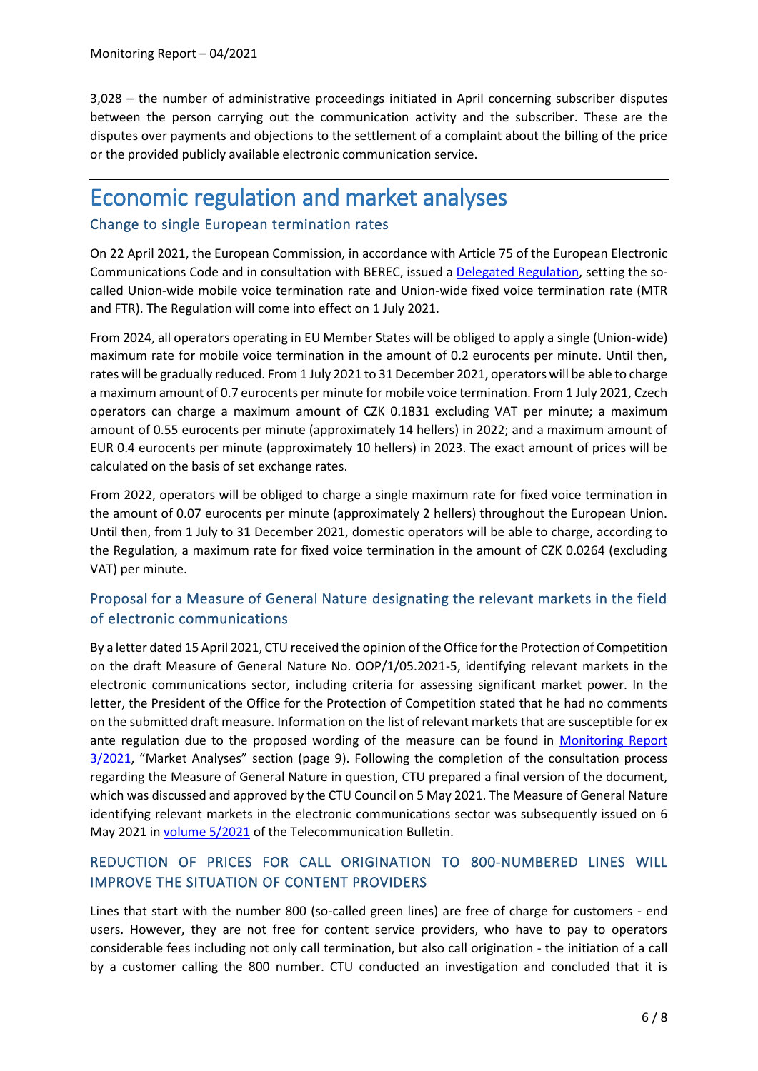3,028 – the number of administrative proceedings initiated in April concerning subscriber disputes between the person carrying out the communication activity and the subscriber. These are the disputes over payments and objections to the settlement of a complaint about the billing of the price or the provided publicly available electronic communication service.

# Economic regulation and market analyses

## Change to single European termination rates

On 22 April 2021, the European Commission, in accordance with Article 75 of the European Electronic Communications Code and in consultation with BEREC, issued a Delegated Regulation, setting the so-called Union-wide mobile voice termination rate and Union-wide fixed voice termination rate (MTR and FTR). The Regulation will come into effect on 1 July 2021.

From 2024, all operators operating in EU Member States will be obliged to apply a single (Union-wide) maximum rate for mobile voice termination in the amount of 0.2 eurocents per minute. Until then, rates will be gradually reduced. From 1 July 2021 to 31 December 2021, operators will be able to charge a maximum amount of 0.7 eurocents per minute for mobile voice termination. From 1 July 2021, Czech operators can charge a maximum amount of CZK 0.1831 excluding VAT per minute; a maximum amount of 0.55 eurocents per minute (approximately 14 hellers) in 2022; and a maximum amount of EUR 0.4 eurocents per minute (approximately 10 hellers) in 2023. The exact amount of prices will be calculated on the basis of set exchange rates.

From 2022, operators will be obliged to charge a single maximum rate for fixed voice termination in the amount of 0.07 eurocents per minute (approximately 2 hellers) throughout the European Union. Until then, from 1 July to 31 December 2021, domestic operators will be able to charge, according to the Regulation, a maximum rate for fixed voice termination in the amount of CZK 0.0264 (excluding VAT) per minute.

## Proposal for a Measure of General Nature designating the relevant markets in the field of electronic communications

By a letter dated 15 April 2021, CTU received the opinion of the Office for the Protection of Competition on the draft Measure of General Nature No. OOP/1/05.2021-5, identifying relevant markets in the electronic communications sector, including criteria for assessing significant market power. In the letter, the President of the Office for the Protection of Competition stated that he had no comments on the submitted draft measure. Information on the list of relevant markets that are susceptible for ex ante regulation due to the proposed wording of the measure can be found in Monitoring Report 3/2021, "Market Analyses" section (page 9). Following the completion of the consultation process regarding the Measure of General Nature in question, CTU prepared a final version of the document, which was discussed and approved by the CTU Council on 5 May 2021. The Measure of General Nature identifying relevant markets in the electronic communications sector was subsequently issued on 6 May 2021 in volume 5/2021 of the Telecommunication Bulletin.

## REDUCTION OF PRICES FOR CALL ORIGINATION TO 800-NUMBERED LINES WILL IMPROVE THE SITUATION OF CONTENT PROVIDERS

Lines that start with the number 800 (so-called green lines) are free of charge for customers - end users. However, they are not free for content service providers, who have to pay to operators considerable fees including not only call termination, but also call origination - the initiation of a call by a customer calling the 800 number. CTU conducted an investigation and concluded that it is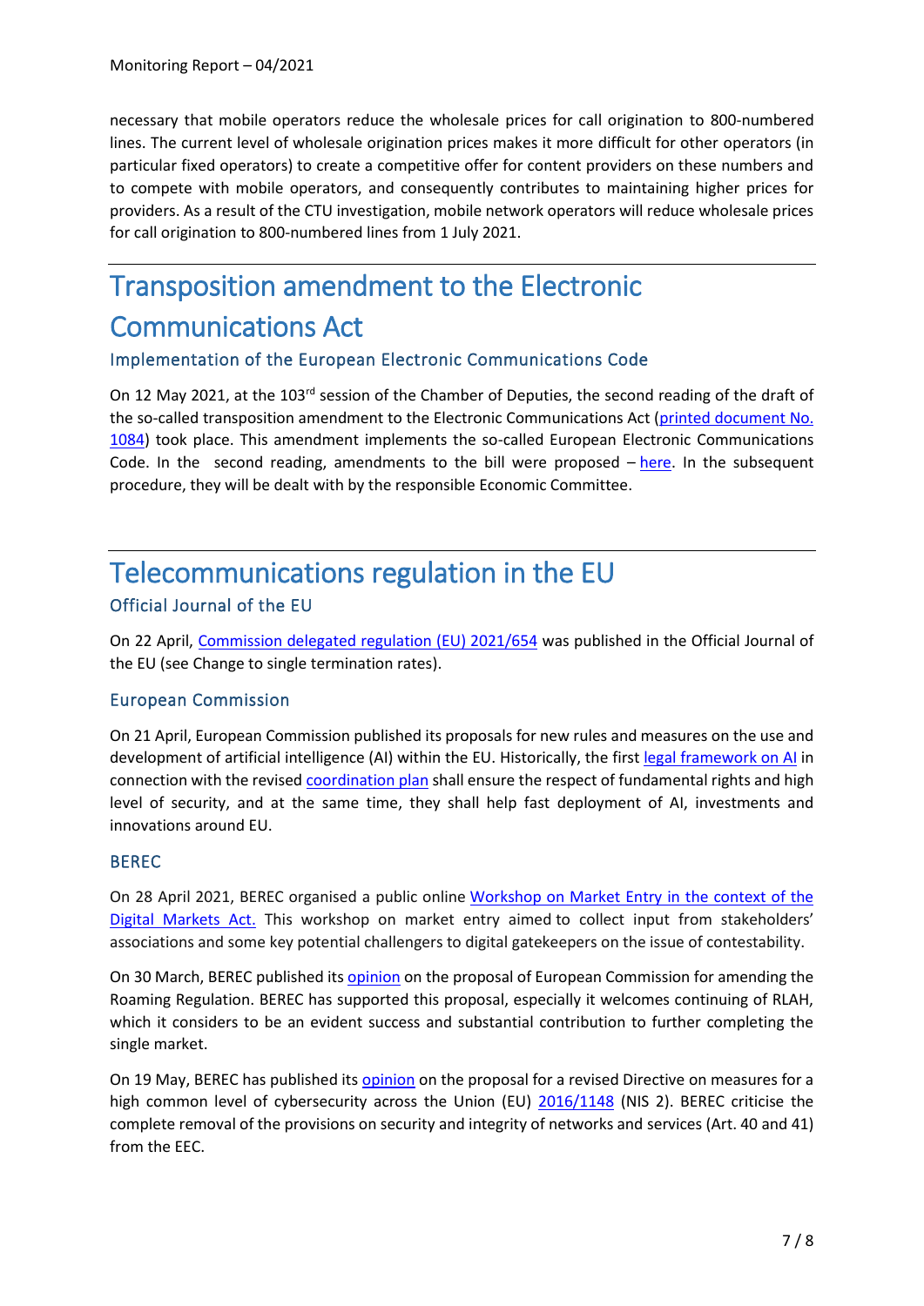necessary that mobile operators reduce the wholesale prices for call origination to 800-numbered lines. The current level of wholesale origination prices makes it more difficult for other operators (in particular fixed operators) to create a competitive offer for content providers on these numbers and to compete with mobile operators, and consequently contributes to maintaining higher prices for providers. As a result of the CTU investigation, mobile network operators will reduce wholesale prices for call origination to 800-numbered lines from 1 July 2021.

# Transposition amendment to the Electronic Communications Act

## Implementation of the European Electronic Communications Code

On 12 May 2021, at the 103rd session of the Chamber of Deputies, the second reading of the draft of the so-called transposition amendment to the Electronic Communications Act (printed document No. 1084) took place. This amendment implements the so-called European Electronic Communications Code. In the second reading, amendments to the bill were proposed – here. In the subsequent procedure, they will be dealt with by the responsible Economic Committee.

# Telecommunications regulation in the EU

## Official Journal of the EU

On 22 April, Commission delegated regulation (EU) 2021/654 was published in the Official Journal of the EU (see Change to single termination rates).

## European Commission

On 21 April, European Commission published its proposals for new rules and measures on the use and development of artificial intelligence (AI) within the EU. Historically, the first legal framework on AI in connection with the revised coordination plan shall ensure the respect of fundamental rights and high level of security, and at the same time, they shall help fast deployment of AI, investments and innovations around EU.

## BEREC

On 28 April 2021, BEREC organised a public online Workshop on Market Entry in the context of the Digital Markets Act. This workshop on market entry aimed to collect input from stakeholders' associations and some key potential challengers to digital gatekeepers on the issue of contestability.

On 30 March, BEREC published its opinion on the proposal of European Commission for amending the Roaming Regulation. BEREC has supported this proposal, especially it welcomes continuing of RLAH, which it considers to be an evident success and substantial contribution to further completing the single market.

On 19 May, BEREC has published its opinion on the proposal for a revised Directive on measures for a high common level of cybersecurity across the Union (EU) 2016/1148 (NIS 2). BEREC criticise the complete removal of the provisions on security and integrity of networks and services (Art. 40 and 41) from the EEC.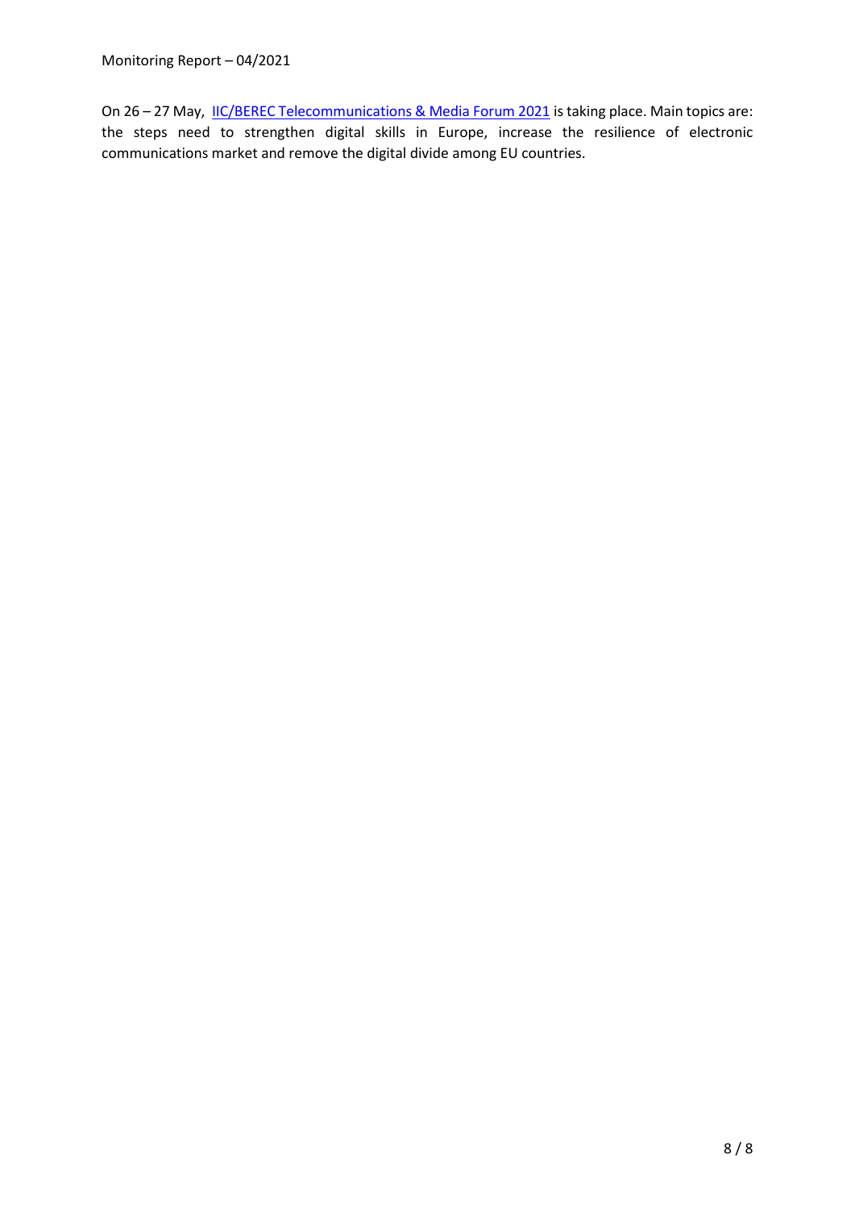On 26 – 27 May, IIC/BEREC Telecommunications & Media Forum 2021 is taking place. Main topics are: the steps need to strengthen digital skills in Europe, increase the resilience of electronic communications market and remove the digital divide among EU countries.